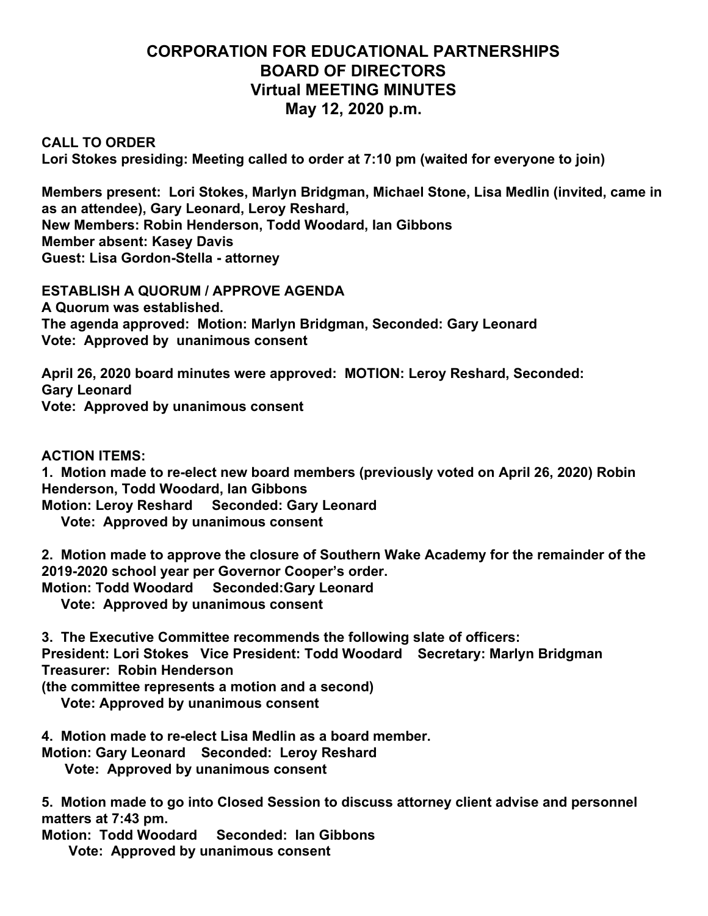# CORPORATION FOR EDUCATIONAL PARTNERSHIPS
# BOARD OF DIRECTORS
# Virtual MEETING MINUTES
# May 12, 2020 p.m.

**CALL TO ORDER**
**Lori Stokes presiding: Meeting called to order at 7:10 pm (waited for everyone to join)**

**Members present: Lori Stokes, Marlyn Bridgman, Michael Stone, Lisa Medlin (invited, came in as an attendee), Gary Leonard, Leroy Reshard,**
**New Members: Robin Henderson, Todd Woodard, Ian Gibbons**
**Member absent: Kasey Davis**
**Guest: Lisa Gordon-Stella - attorney**

**ESTABLISH A QUORUM / APPROVE AGENDA**
**A Quorum was established.**
**The agenda approved: Motion: Marlyn Bridgman, Seconded: Gary Leonard**
**Vote: Approved by unanimous consent**

**April 26, 2020 board minutes were approved: MOTION: Leroy Reshard, Seconded: Gary Leonard**
**Vote: Approved by unanimous consent**

**ACTION ITEMS:**

**1. Motion made to re-elect new board members (previously voted on April 26, 2020) Robin Henderson, Todd Woodard, Ian Gibbons**
**Motion: Leroy Reshard Seconded: Gary Leonard**
**Vote: Approved by unanimous consent**

**2. Motion made to approve the closure of Southern Wake Academy for the remainder of the 2019-2020 school year per Governor Cooper's order.**
**Motion: Todd Woodard Seconded:Gary Leonard**
**Vote: Approved by unanimous consent**

**3. The Executive Committee recommends the following slate of officers:**
**President: Lori Stokes Vice President: Todd Woodard Secretary: Marlyn Bridgman Treasurer: Robin Henderson**
**(the committee represents a motion and a second)**
**Vote: Approved by unanimous consent**

**4. Motion made to re-elect Lisa Medlin as a board member.**
**Motion: Gary Leonard Seconded: Leroy Reshard**
**Vote: Approved by unanimous consent**

**5. Motion made to go into Closed Session to discuss attorney client advise and personnel matters at 7:43 pm.**
**Motion: Todd Woodard Seconded: Ian Gibbons**
**Vote: Approved by unanimous consent**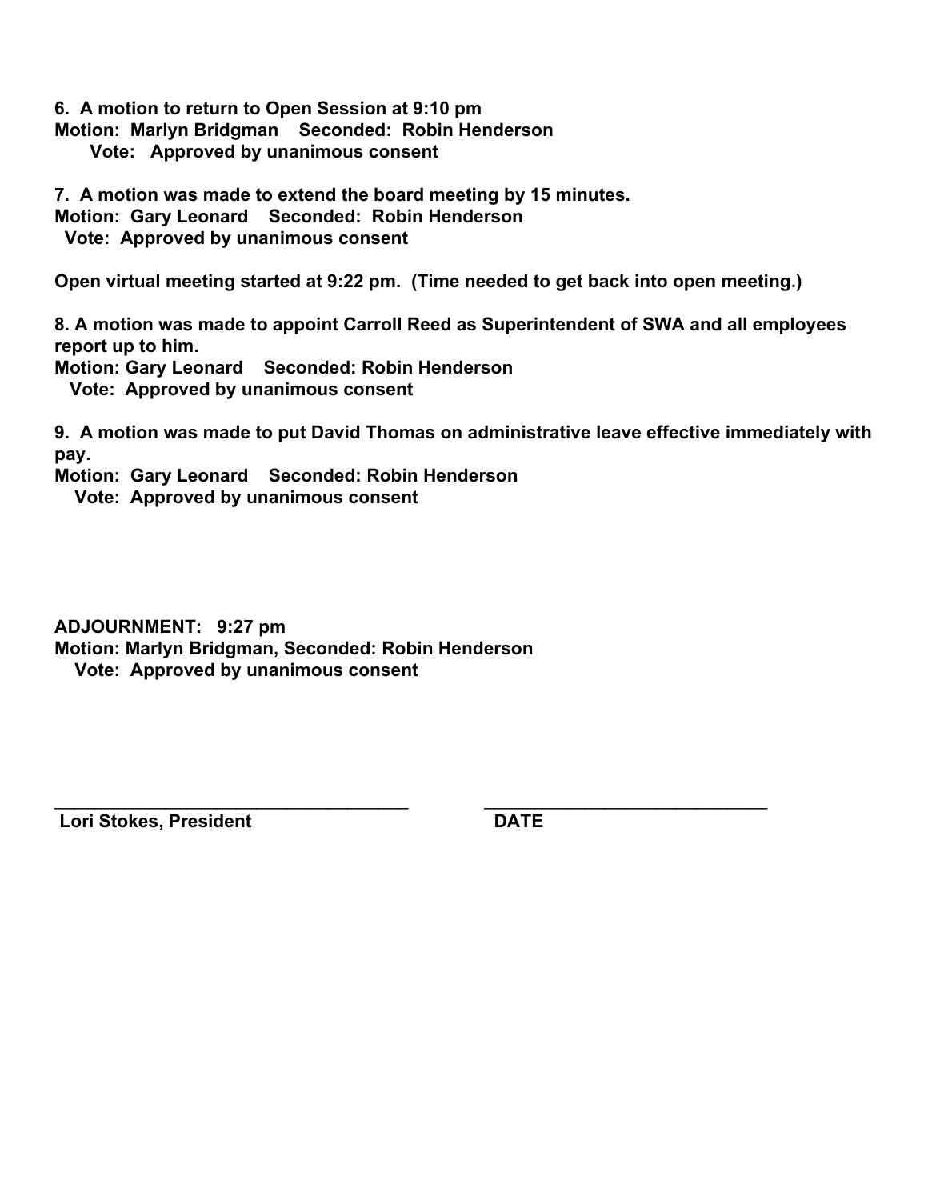**6. A motion to return to Open Session at 9:10 pm**
**Motion: Marlyn Bridgman Seconded: Robin Henderson**
**Vote: Approved by unanimous consent**

**7. A motion was made to extend the board meeting by 15 minutes.**
**Motion: Gary Leonard Seconded: Robin Henderson**
**Vote: Approved by unanimous consent**

**Open virtual meeting started at 9:22 pm. (Time needed to get back into open meeting.)**

**8. A motion was made to appoint Carroll Reed as Superintendent of SWA and all employees report up to him.**
**Motion: Gary Leonard Seconded: Robin Henderson**
**Vote: Approved by unanimous consent**

**9. A motion was made to put David Thomas on administrative leave effective immediately with pay.**
**Motion: Gary Leonard Seconded: Robin Henderson**
**Vote: Approved by unanimous consent**

**ADJOURNMENT: 9:27 pm**
**Motion: Marlyn Bridgman, Seconded: Robin Henderson**
**Vote: Approved by unanimous consent**

\_\_\_\_\_\_\_\_\_\_\_\_\_\_\_\_\_\_\_\_\_\_\_\_\_\_\_\_\_\_\_\_\_\_\_\_ \_\_\_\_\_\_\_\_\_\_\_\_\_\_\_\_\_\_\_\_\_\_\_\_\_\_\_\_\_\_
**Lori Stokes, President** **DATE**